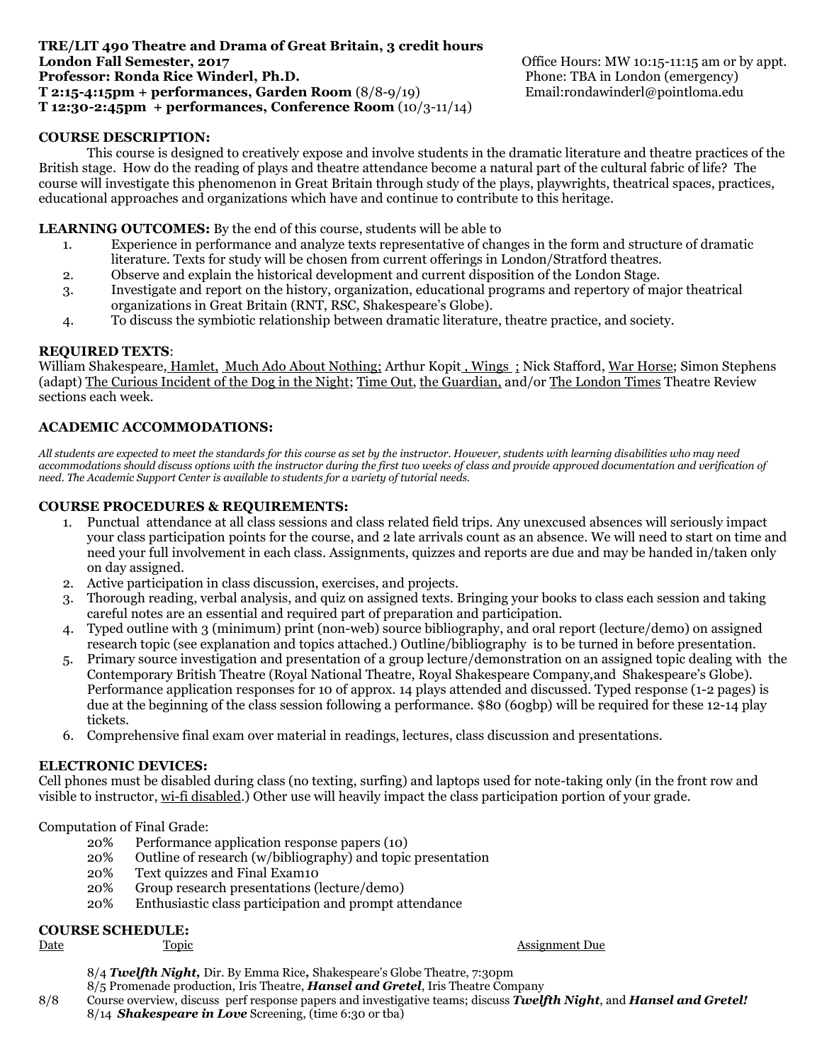**TRE/LIT 490 Theatre and Drama of Great Britain, 3 credit hours**
**London Fall Semester, 2017**
**Professor: Ronda Rice Winderl, Ph.D.**
**T 2:15-4:15pm + performances, Garden Room** (8/8-9/19)
**T 12:30-2:45pm + performances, Conference Room** (10/3-11/14)

Office Hours: MW 10:15-11:15 am or by appt.
Phone: TBA in London (emergency)
Email:rondawinderl@pointloma.edu

**COURSE DESCRIPTION:**

This course is designed to creatively expose and involve students in the dramatic literature and theatre practices of the British stage. How do the reading of plays and theatre attendance become a natural part of the cultural fabric of life? The course will investigate this phenomenon in Great Britain through study of the plays, playwrights, theatrical spaces, practices, educational approaches and organizations which have and continue to contribute to this heritage.

**LEARNING OUTCOMES:** By the end of this course, students will be able to

1. Experience in performance and analyze texts representative of changes in the form and structure of dramatic literature. Texts for study will be chosen from current offerings in London/Stratford theatres.
2. Observe and explain the historical development and current disposition of the London Stage.
3. Investigate and report on the history, organization, educational programs and repertory of major theatrical organizations in Great Britain (RNT, RSC, Shakespeare's Globe).
4. To discuss the symbiotic relationship between dramatic literature, theatre practice, and society.

**REQUIRED TEXTS**:
William Shakespeare, Hamlet, Much Ado About Nothing; Arthur Kopit , Wings ; Nick Stafford, War Horse; Simon Stephens (adapt) The Curious Incident of the Dog in the Night; Time Out, the Guardian, and/or The London Times Theatre Review sections each week.

**ACADEMIC ACCOMMODATIONS:**

*All students are expected to meet the standards for this course as set by the instructor. However, students with learning disabilities who may need accommodations should discuss options with the instructor during the first two weeks of class and provide approved documentation and verification of need. The Academic Support Center is available to students for a variety of tutorial needs.*

**COURSE PROCEDURES & REQUIREMENTS:**

1. Punctual attendance at all class sessions and class related field trips. Any unexcused absences will seriously impact your class participation points for the course, and 2 late arrivals count as an absence. We will need to start on time and need your full involvement in each class. Assignments, quizzes and reports are due and may be handed in/taken only on day assigned.
2. Active participation in class discussion, exercises, and projects.
3. Thorough reading, verbal analysis, and quiz on assigned texts. Bringing your books to class each session and taking careful notes are an essential and required part of preparation and participation.
4. Typed outline with 3 (minimum) print (non-web) source bibliography, and oral report (lecture/demo) on assigned research topic (see explanation and topics attached.) Outline/bibliography is to be turned in before presentation.
5. Primary source investigation and presentation of a group lecture/demonstration on an assigned topic dealing with the Contemporary British Theatre (Royal National Theatre, Royal Shakespeare Company,and Shakespeare's Globe). Performance application responses for 10 of approx. 14 plays attended and discussed. Typed response (1-2 pages) is due at the beginning of the class session following a performance. $80 (60gbp) will be required for these 12-14 play tickets.
6. Comprehensive final exam over material in readings, lectures, class discussion and presentations.

**ELECTRONIC DEVICES:**
Cell phones must be disabled during class (no texting, surfing) and laptops used for note-taking only (in the front row and visible to instructor, wi-fi disabled.) Other use will heavily impact the class participation portion of your grade.

Computation of Final Grade:

- 20% Performance application response papers (10)
- 20% Outline of research (w/bibliography) and topic presentation
- 20% Text quizzes and Final Exam10
- 20% Group research presentations (lecture/demo)
- 20% Enthusiastic class participation and prompt attendance

**COURSE SCHEDULE:**

| Date | Topic | Assignment Due |
|---|---|---|
| | 8/4 ***Twelfth Night,*** Dir. By Emma Rice**,** Shakespeare's Globe Theatre, 7:30pm | |
| | 8/5 Promenade production, Iris Theatre, ***Hansel and Gretel***, Iris Theatre Company | |
| 8/8 | Course overview, discuss perf response papers and investigative teams; discuss ***Twelfth Night***, and ***Hansel and Gretel!*** | |
| | 8/14 ***Shakespeare in Love*** Screening, (time 6:30 or tba) | |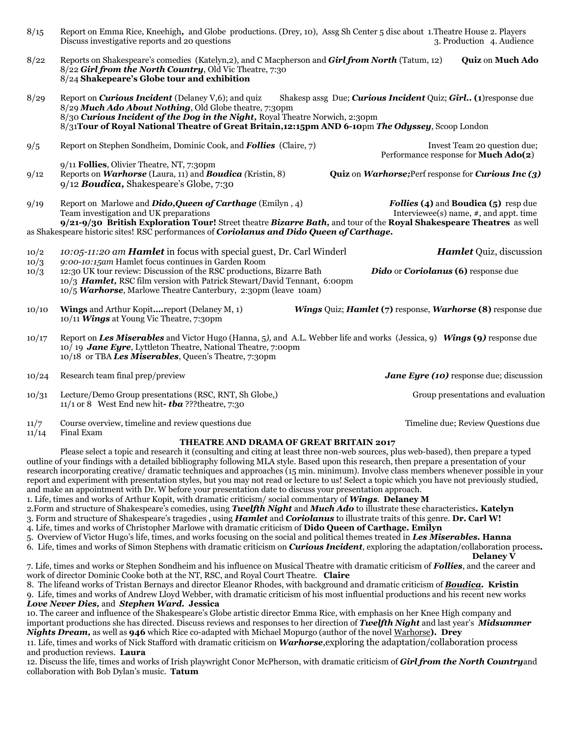| | | |
|---|---|---|
| 8/15 | Report on Emma Rice, Kneehigh, and Globe productions. (Drey, 10), Assg Sh Center 5 disc about 1.Theatre House 2. Players<br>Discuss investigative reports and 20 questions | 3. Production 4. Audience |
| 8/22 | Reports on Shakespeare's comedies (Katelyn,2), and C Macpherson and ***Girl from North*** (Tatum, 12)<br>8/22 ***Girl from the North Country***, Old Vic Theatre, 7:30<br>8/24 **Shakepeare's Globe tour and exhibition** | **Quiz** on **Much Ado** |
| 8/29 | Report on ***Curious Incident*** (Delaney V,6); and quiz<br>8/29 ***Much Ado About Nothing***, Old Globe theatre, 7:30pm<br>8/30 ***Curious Incident of the Dog in the Night***, Royal Theatre Norwich, 2:30pm<br>8/31**Tour of Royal National Theatre of Great Britain,12:15pm AND 6-10**pm ***The Odyssey***, Scoop London | Shakesp assg Due; ***Curious Incident*** Quiz; ***Girl..*** **(1)**response due |
| 9/5 | Report on Stephen Sondheim, Dominic Cook, and ***Follies*** (Claire, 7)<br>9/11 **Follies**, Olivier Theatre, NT, 7:30pm | Invest Team 20 question due;<br>Performance response for **Much Ado(2)** |
| 9/12 | Reports on ***Warhorse*** (Laura, 11) and ***Boudica*** (Kristin, 8)<br>9/12 ***Boudica,*** Shakespeare's Globe, 7:30 | **Quiz** on ***Warhorse;***Perf response for ***Curious Inc (3)*** |
| 9/19 | Report on Marlowe and ***Dido,Queen of Carthage*** (Emilyn , 4)<br>Team investigation and UK preparations<br>**9/21-9/30 British Exploration Tour!** Street theatre ***Bizarre Bath***, and tour of the **Royal Shakespeare Theatres** as well as Shakespeare historic sites! RSC performances of ***Coriolanus and Dido Queen of Carthage.*** | ***Follies* (4)** and **Boudica (5)** resp due<br>Interviewee(s) name, #, and appt. time |
| 10/2 | *10:05-11:20 am* ***Hamlet*** in focus with special guest, Dr. Carl Winderl | ***Hamlet*** Quiz, discussion |
| 10/3 | *9:00-10:15am* Hamlet focus continues in Garden Room | |
| 10/3 | 12:30 UK tour review: Discussion of the RSC productions, Bizarre Bath<br>10/3 ***Hamlet,*** RSC film version with Patrick Stewart/David Tennant, 6:00pm<br>10/5 ***Warhorse***, Marlowe Theatre Canterbury, 2:30pm (leave 10am) | ***Dido*** or ***Coriolanus* (6)** response due |
| 10/10 | **Wings** and Arthur Kopit**....**report (Delaney M, 1)<br>10/11 ***Wings*** at Young Vic Theatre, 7:30pm | ***Wings*** Quiz; ***Hamlet* (7)** response, ***Warhorse* (8)** response due |
| 10/17 | Report on ***Les Miserables*** and Victor Hugo (Hanna, 5*),* and A.L. Webber life and works (Jessica, 9)<br>10/ 19 ***Jane Eyre***, Lyttleton Theatre, National Theatre, 7:00pm<br>10/18 or TBA ***Les Miserables***, Queen's Theatre, 7:30pm | ***Wings* (9*)*** response due |
| 10/24 | Research team final prep/preview | ***Jane Eyre (10)*** response due; discussion |
| 10/31 | Lecture/Demo Group presentations (RSC, RNT, Sh Globe,)<br>11/1 or 8 West End new hit**-** ***tba*** ???theatre, 7:30 | Group presentations and evaluation |
| 11/7 | Course overview, timeline and review questions due | Timeline due; Review Questions due |
| 11/14 | Final Exam | |

## THEATRE AND DRAMA OF GREAT BRITAIN 2017

Please select a topic and research it (consulting and citing at least three non-web sources, plus web-based), then prepare a typed outline of your findings with a detailed bibliography following MLA style. Based upon this research, then prepare a presentation of your research incorporating creative/ dramatic techniques and approaches (15 min. minimum). Involve class members whenever possible in your report and experiment with presentation styles, but you may not read or lecture to us! Select a topic which you have not previously studied, and make an appointment with Dr. W before your presentation date to discuss your presentation approach.

1. Life, times and works of Arthur Kopit, with dramatic criticism/ social commentary of ***Wings***. **Delaney M**
2. Form and structure of Shakespeare's comedies, using ***Twelfth Night*** and ***Much Ado*** to illustrate these characteristics**. Katelyn**
3. Form and structure of Shakespeare's tragedies , using ***Hamlet*** and ***Coriolanus*** to illustrate traits of this genre. **Dr. Carl W!**
4. Life, times and works of Christopher Marlowe with dramatic criticism of **Dido Queen of Carthage. Emilyn**
5. Overview of Victor Hugo's life, times, and works focusing on the social and political themes treated in ***Les Miserables.*** **Hanna**
6. Life, times and works of Simon Stephens with dramatic criticism on ***Curious Incident***, exploring the adaptation/collaboration process**. Delaney V**
7. Life, times and works or Stephen Sondheim and his influence on Musical Theatre with dramatic criticism of ***Follies***, and the career and work of director Dominic Cooke both at the NT, RSC, and Royal Court Theatre. **Claire**
8. The lifeand works of Tristan Bernays and director Eleanor Rhodes, with background and dramatic criticism of ***Boudica*****. Kristin**
9. Life, times and works of Andrew Lloyd Webber, with dramatic criticism of his most influential productions and his recent new works ***Love Never Dies,*** and ***Stephen Ward.*** **Jessica**
10. The career and influence of the Shakespeare's Globe artistic director Emma Rice, with emphasis on her Knee High company and important productions she has directed. Discuss reviews and responses to her direction of ***Twelfth Night*** and last year's ***Midsummer Nights Dream,*** as well as **946** which Rice co-adapted with Michael Mopurgo (author of the novel Warhorse**). Drey**
11. Life, times and works of Nick Stafford with dramatic criticism on ***Warhorse***,exploring the adaptation/collaboration process and production reviews. **Laura**
12. Discuss the life, times and works of Irish playwright Conor McPherson, with dramatic criticism of ***Girl from the North Country***and collaboration with Bob Dylan's music. **Tatum**